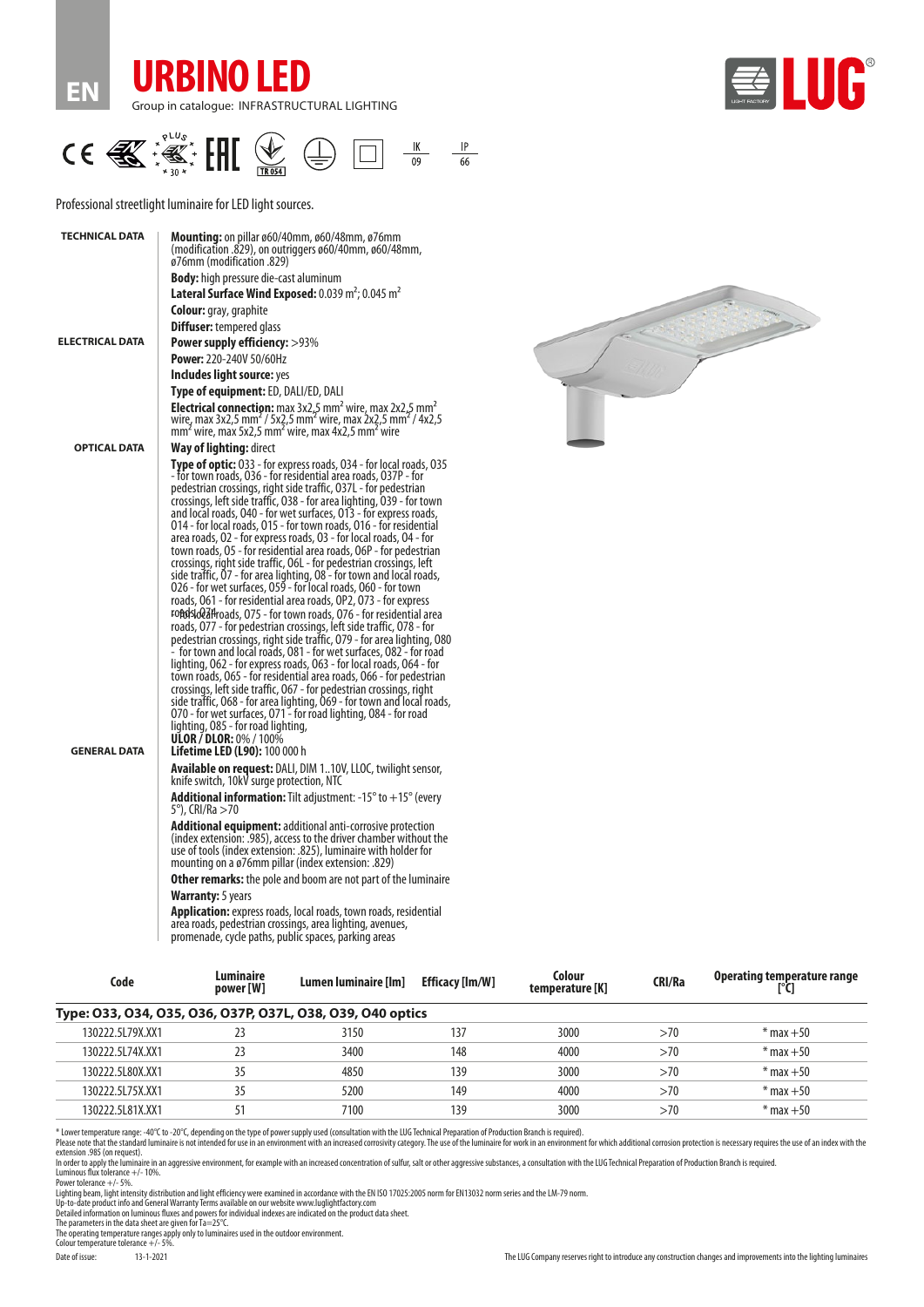EN

# URBINO LED

Group in catalogue: INFRASTRUCTURAL LIGHTING

IK 09 IP 66

Professional streetlight luminaire for LED light sources.

**TECHNICAL DATA**

**Mounting:** on pillar ø60/40mm, ø60/48mm, ø76mm (modification .829), on outriggers ø60/40mm, ø60/48mm, ø76mm (modification .829)

**Body:** high pressure die-cast aluminum

**Lateral Surface Wind Exposed:** 0.039 m²; 0.045 m²

**Colour:** gray, graphite

**Diffuser:** tempered glass

**ELECTRICAL DATA**

**Power supply efficiency:** >93%

**Power:** 220-240V 50/60Hz

**Includes light source:** yes

**Type of equipment:** ED, DALI/ED, DALI

**Electrical connection:** max 3x2,5 mm² wire, max 2x2,5 mm² wire, max 3x2,5 mm² / 5x2,5 mm² wire, max 2x2,5 mm² / 4x2,5 mm² wire, max 5x2,5 mm² wire, max 4x2,5 mm² wire

**OPTICAL DATA**

**Way of lighting:** direct

**Type of optic:** 033 - for express roads, 034 - for local roads, 035 - for town roads, 036 - for residential area roads, 037P - for pedestrian crossings, right side traffic, 037L - for pedestrian crossings, left side traffic, 038 - for area lighting, 039 - for town and local roads, 040 - for wet surfaces, 013 - for express roads, 014 - for local roads, 015 - for town roads, 016 - for residential area roads, 02 - for express roads, 03 - for local roads, 04 - for town roads, 05 - for residential area roads, 06P - for pedestrian crossings, right side traffic, 06L - for pedestrian crossings, left side traffic, 07 - for area lighting, 08 - for town and local roads, 026 - for wet surfaces, 059 - for local roads, 060 - for town roads, 061 - for residential area roads, 0P2, 073 - for express roads, 074 - for local roads, 075 - for town roads, 076 - for residential area roads, 077 - for pedestrian crossings, left side traffic, 078 - for pedestrian crossings, right side traffic, 079 - for area lighting, 080 - for town and local roads, 081 - for wet surfaces, 082 - for road lighting, 062 - for express roads, 063 - for local roads, 064 - for town roads, 065 - for residential area roads, 066 - for pedestrian crossings, left side traffic, 067 - for pedestrian crossings, right side traffic, 068 - for area lighting, 069 - for town and local roads, 070 - for wet surfaces, 071 - for road lighting, 084 - for road lighting, 085 - for road lighting,

**ULOR / DLOR:** 0% / 100%

**GENERAL DATA**

**Lifetime LED (L90):** 100 000 h

**Available on request:** DALI, DIM 1..10V, LLOC, twilight sensor, knife switch, 10kV surge protection, NTC

**Additional information:** Tilt adjustment: -15° to +15° (every 5°), CRI/Ra >70

**Additional equipment:** additional anti-corrosive protection (index extension: .985), access to the driver chamber without the use of tools (index extension: .825), luminaire with holder for mounting on a ø76mm pillar (index extension: .829)

**Other remarks:** the pole and boom are not part of the luminaire

**Warranty:** 5 years

**Application:** express roads, local roads, town roads, residential area roads, pedestrian crossings, area lighting, avenues, promenade, cycle paths, public spaces, parking areas

| Code | Luminaire power [W] | Lumen luminaire [lm] | Efficacy [lm/W] | Colour temperature [K] | CRI/Ra | Operating temperature range [°C] |
|---|---|---|---|---|---|---|
| **Type: 033, 034, 035, 036, 037P, 037L, 038, 039, 040 optics** | | | | | | |
| 130222.5L79X.XX1 | 23 | 3150 | 137 | 3000 | >70 | * max +50 |
| 130222.5L74X.XX1 | 23 | 3400 | 148 | 4000 | >70 | * max +50 |
| 130222.5L80X.XX1 | 35 | 4850 | 139 | 3000 | >70 | * max +50 |
| 130222.5L75X.XX1 | 35 | 5200 | 149 | 4000 | >70 | * max +50 |
| 130222.5L81X.XX1 | 51 | 7100 | 139 | 3000 | >70 | * max +50 |

* Lower temperature range: -40°C to -20°C, depending on the type of power supply used (consultation with the LUG Technical Preparation of Production Branch is required).
Please note that the standard luminaire is not intended for use in an environment with an increased corrosivity category. The use of the luminaire for work in an environment for which additional corrosion protection is necessary requires the use of an index with the extension .985 (on request).
In order to apply the luminaire in an aggressive environment, for example with an increased concentration of sulfur, salt or other aggressive substances, a consultation with the LUG Technical Preparation of Production Branch is required.
Luminous flux tolerance +/- 10%.
Power tolerance +/- 5%.
Lighting beam, light intensity distribution and light efficiency were examined in accordance with the EN ISO 17025:2005 norm for EN13032 norm series and the LM-79 norm.
Up-to-date product info and General Warranty Terms available on our website www.luglightfactory.com
Detailed information on luminous fluxes and powers for individual indexes are indicated on the product data sheet.
The parameters in the data sheet are given for Ta=25°C.
The operating temperature ranges apply only to luminaires used in the outdoor environment.
Colour temperature tolerance +/- 5%.

Date of issue: 13-1-2021

The LUG Company reserves right to introduce any construction changes and improvements into the lighting luminaires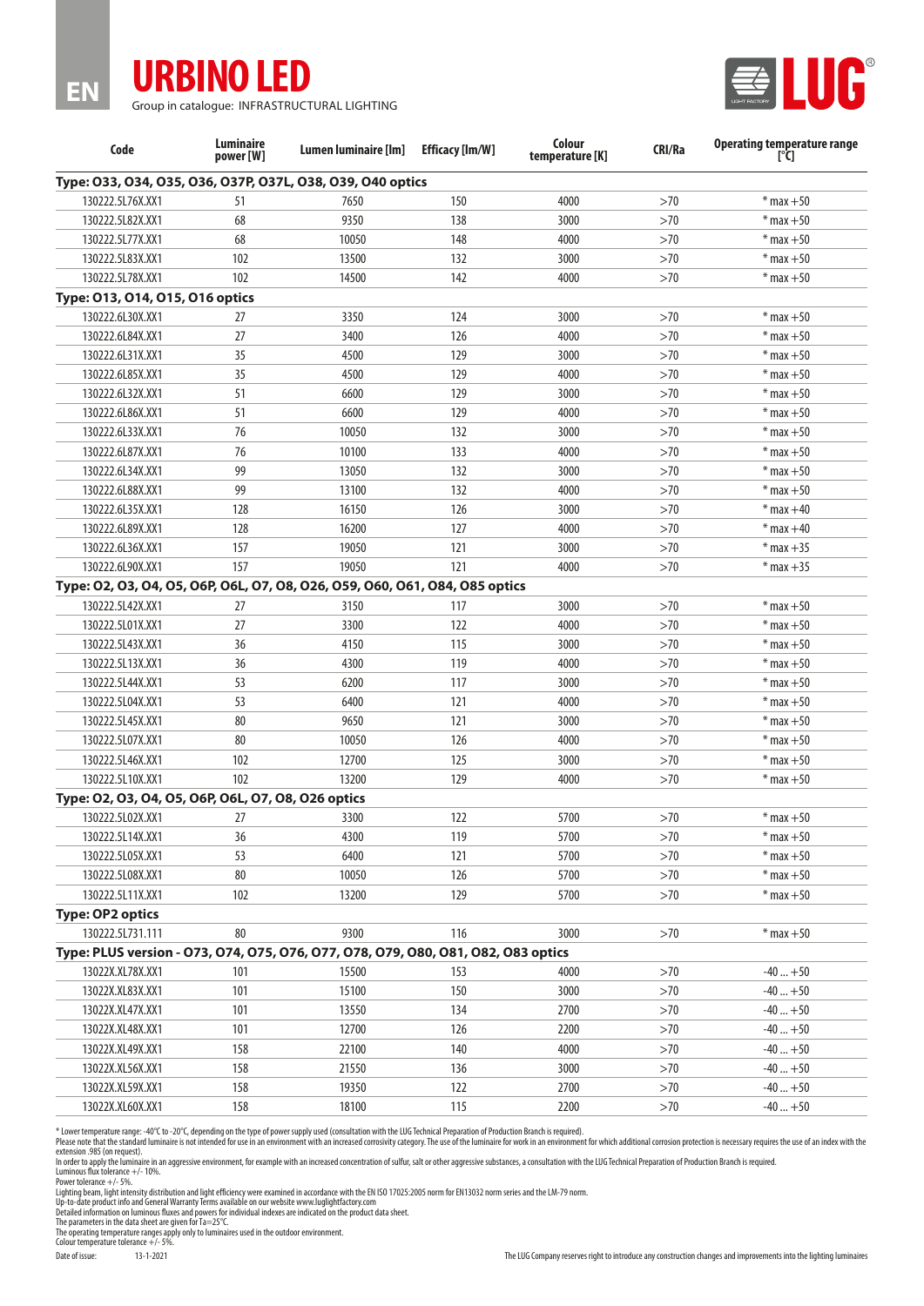EN

# URBINO LED

Group in catalogue: INFRASTRUCTURAL LIGHTING

| Code | Luminaire power [W] | Lumen luminaire [lm] | Efficacy [lm/W] | Colour temperature [K] | CRI/Ra | Operating temperature range [°C] |
|---|---|---|---|---|---|---|
| **Type: O33, O34, O35, O36, O37P, O37L, O38, O39, O40 optics** | | | | | | |
| 130222.5L76X.XX1 | 51 | 7650 | 150 | 4000 | >70 | * max +50 |
| 130222.5L82X.XX1 | 68 | 9350 | 138 | 3000 | >70 | * max +50 |
| 130222.5L77X.XX1 | 68 | 10050 | 148 | 4000 | >70 | * max +50 |
| 130222.5L83X.XX1 | 102 | 13500 | 132 | 3000 | >70 | * max +50 |
| 130222.5L78X.XX1 | 102 | 14500 | 142 | 4000 | >70 | * max +50 |
| **Type: O13, O14, O15, O16 optics** | | | | | | |
| 130222.6L30X.XX1 | 27 | 3350 | 124 | 3000 | >70 | * max +50 |
| 130222.6L84X.XX1 | 27 | 3400 | 126 | 4000 | >70 | * max +50 |
| 130222.6L31X.XX1 | 35 | 4500 | 129 | 3000 | >70 | * max +50 |
| 130222.6L85X.XX1 | 35 | 4500 | 129 | 4000 | >70 | * max +50 |
| 130222.6L32X.XX1 | 51 | 6600 | 129 | 3000 | >70 | * max +50 |
| 130222.6L86X.XX1 | 51 | 6600 | 129 | 4000 | >70 | * max +50 |
| 130222.6L33X.XX1 | 76 | 10050 | 132 | 3000 | >70 | * max +50 |
| 130222.6L87X.XX1 | 76 | 10100 | 133 | 4000 | >70 | * max +50 |
| 130222.6L34X.XX1 | 99 | 13050 | 132 | 3000 | >70 | * max +50 |
| 130222.6L88X.XX1 | 99 | 13100 | 132 | 4000 | >70 | * max +50 |
| 130222.6L35X.XX1 | 128 | 16150 | 126 | 3000 | >70 | * max +40 |
| 130222.6L89X.XX1 | 128 | 16200 | 127 | 4000 | >70 | * max +40 |
| 130222.6L36X.XX1 | 157 | 19050 | 121 | 3000 | >70 | * max +35 |
| 130222.6L90X.XX1 | 157 | 19050 | 121 | 4000 | >70 | * max +35 |
| **Type: O2, O3, O4, O5, O6P, O6L, O7, O8, O26, O59, O60, O61, O84, O85 optics** | | | | | | |
| 130222.5L42X.XX1 | 27 | 3150 | 117 | 3000 | >70 | * max +50 |
| 130222.5L01X.XX1 | 27 | 3300 | 122 | 4000 | >70 | * max +50 |
| 130222.5L43X.XX1 | 36 | 4150 | 115 | 3000 | >70 | * max +50 |
| 130222.5L13X.XX1 | 36 | 4300 | 119 | 4000 | >70 | * max +50 |
| 130222.5L44X.XX1 | 53 | 6200 | 117 | 3000 | >70 | * max +50 |
| 130222.5L04X.XX1 | 53 | 6400 | 121 | 4000 | >70 | * max +50 |
| 130222.5L45X.XX1 | 80 | 9650 | 121 | 3000 | >70 | * max +50 |
| 130222.5L07X.XX1 | 80 | 10050 | 126 | 4000 | >70 | * max +50 |
| 130222.5L46X.XX1 | 102 | 12700 | 125 | 3000 | >70 | * max +50 |
| 130222.5L10X.XX1 | 102 | 13200 | 129 | 4000 | >70 | * max +50 |
| **Type: O2, O3, O4, O5, O6P, O6L, O7, O8, O26 optics** | | | | | | |
| 130222.5L02X.XX1 | 27 | 3300 | 122 | 5700 | >70 | * max +50 |
| 130222.5L14X.XX1 | 36 | 4300 | 119 | 5700 | >70 | * max +50 |
| 130222.5L05X.XX1 | 53 | 6400 | 121 | 5700 | >70 | * max +50 |
| 130222.5L08X.XX1 | 80 | 10050 | 126 | 5700 | >70 | * max +50 |
| 130222.5L11X.XX1 | 102 | 13200 | 129 | 5700 | >70 | * max +50 |
| **Type: OP2 optics** | | | | | | |
| 130222.5L731.111 | 80 | 9300 | 116 | 3000 | >70 | * max +50 |
| **Type: PLUS version - O73, O74, O75, O76, O77, O78, O79, O80, O81, O82, O83 optics** | | | | | | |
| 13022X.XL78X.XX1 | 101 | 15500 | 153 | 4000 | >70 | -40 ... +50 |
| 13022X.XL83X.XX1 | 101 | 15100 | 150 | 3000 | >70 | -40 ... +50 |
| 13022X.XL47X.XX1 | 101 | 13550 | 134 | 2700 | >70 | -40 ... +50 |
| 13022X.XL48X.XX1 | 101 | 12700 | 126 | 2200 | >70 | -40 ... +50 |
| 13022X.XL49X.XX1 | 158 | 22100 | 140 | 4000 | >70 | -40 ... +50 |
| 13022X.XL56X.XX1 | 158 | 21550 | 136 | 3000 | >70 | -40 ... +50 |
| 13022X.XL59X.XX1 | 158 | 19350 | 122 | 2700 | >70 | -40 ... +50 |
| 13022X.XL60X.XX1 | 158 | 18100 | 115 | 2200 | >70 | -40 ... +50 |

* Lower temperature range: -40°C to -20°C, depending on the type of power supply used (consultation with the LUG Technical Preparation of Production Branch is required).
Please note that the standard luminaire is not intended for use in an environment with an increased corrosivity category. The use of the luminaire for work in an environment for which additional corrosion protection is necessary requires the use of an index with the extension .985 (on request).
In order to apply the luminaire in an aggressive environment, for example with an increased concentration of sulfur, salt or other aggressive substances, a consultation with the LUG Technical Preparation of Production Branch is required.
Luminous flux tolerance +/- 10%.
Power tolerance +/- 5%.
Lighting beam, light intensity distribution and light efficiency were examined in accordance with the EN ISO 17025:2005 norm for EN13032 norm series and the LM-79 norm.
Up-to-date product info and General Warranty Terms available on our website www.luglightfactory.com
Detailed information on luminous fluxes and powers for individual indexes are indicated on the product data sheet.
The parameters in the data sheet are given for Ta=25°C.
The operating temperature ranges apply only to luminaires used in the outdoor environment.
Colour temperature tolerance +/- 5%.

Date of issue: 13-1-2021

The LUG Company reserves right to introduce any construction changes and improvements into the lighting luminaires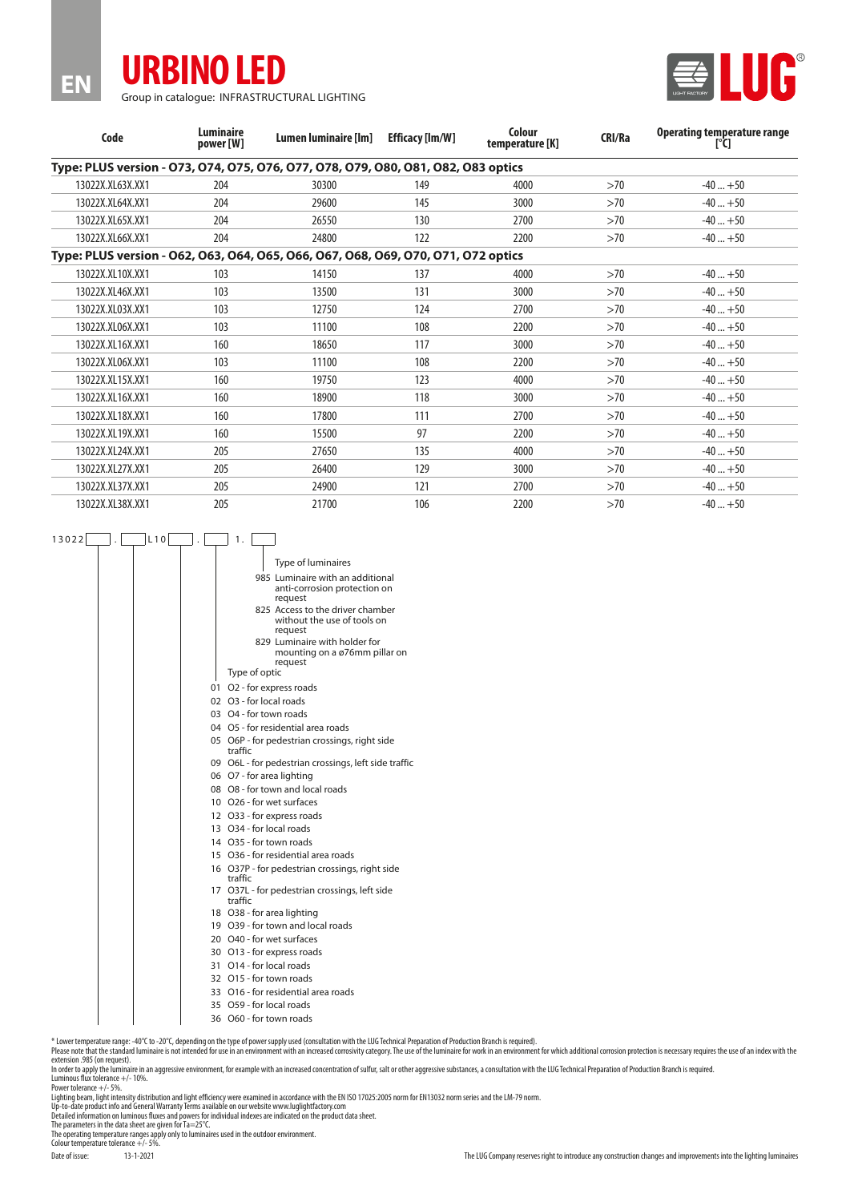EN

# URBINO LED

Group in catalogue: INFRASTRUCTURAL LIGHTING

| Code | Luminaire power [W] | Lumen luminaire [lm] | Efficacy [lm/W] | Colour temperature [K] | CRI/Ra | Operating temperature range [°C] |
|---|---|---|---|---|---|---|
| **Type: PLUS version - O73, O74, O75, O76, O77, O78, O79, O80, O81, O82, O83 optics** | | | | | | |
| 13022X.XL63X.XX1 | 204 | 30300 | 149 | 4000 | >70 | -40 ... +50 |
| 13022X.XL64X.XX1 | 204 | 29600 | 145 | 3000 | >70 | -40 ... +50 |
| 13022X.XL65X.XX1 | 204 | 26550 | 130 | 2700 | >70 | -40 ... +50 |
| 13022X.XL66X.XX1 | 204 | 24800 | 122 | 2200 | >70 | -40 ... +50 |
| **Type: PLUS version - O62, O63, O64, O65, O66, O67, O68, O69, O70, O71, O72 optics** | | | | | | |
| 13022X.XL10X.XX1 | 103 | 14150 | 137 | 4000 | >70 | -40 ... +50 |
| 13022X.XL46X.XX1 | 103 | 13500 | 131 | 3000 | >70 | -40 ... +50 |
| 13022X.XL03X.XX1 | 103 | 12750 | 124 | 2700 | >70 | -40 ... +50 |
| 13022X.XL06X.XX1 | 103 | 11100 | 108 | 2200 | >70 | -40 ... +50 |
| 13022X.XL16X.XX1 | 160 | 18650 | 117 | 3000 | >70 | -40 ... +50 |
| 13022X.XL06X.XX1 | 103 | 11100 | 108 | 2200 | >70 | -40 ... +50 |
| 13022X.XL15X.XX1 | 160 | 19750 | 123 | 4000 | >70 | -40 ... +50 |
| 13022X.XL16X.XX1 | 160 | 18900 | 118 | 3000 | >70 | -40 ... +50 |
| 13022X.XL18X.XX1 | 160 | 17800 | 111 | 2700 | >70 | -40 ... +50 |
| 13022X.XL19X.XX1 | 160 | 15500 | 97 | 2200 | >70 | -40 ... +50 |
| 13022X.XL24X.XX1 | 205 | 27650 | 135 | 4000 | >70 | -40 ... +50 |
| 13022X.XL27X.XX1 | 205 | 26400 | 129 | 3000 | >70 | -40 ... +50 |
| 13022X.XL37X.XX1 | 205 | 24900 | 121 | 2700 | >70 | -40 ... +50 |
| 13022X.XL38X.XX1 | 205 | 21700 | 106 | 2200 | >70 | -40 ... +50 |

13022[ ].[ ]L10[ ].[ ]1.[ ]

Type of luminaires
- 985 Luminaire with an additional anti-corrosion protection on request
- 825 Access to the driver chamber without the use of tools on request
- 829 Luminaire with holder for mounting on a ø76mm pillar on request

Type of optic
- 01 O2 - for express roads
- 02 O3 - for local roads
- 03 O4 - for town roads
- 04 O5 - for residential area roads
- 05 O6P - for pedestrian crossings, right side traffic
- 09 O6L - for pedestrian crossings, left side traffic
- 06 O7 - for area lighting
- 08 O8 - for town and local roads
- 10 O26 - for wet surfaces
- 12 O33 - for express roads
- 13 O34 - for local roads
- 14 O35 - for town roads
- 15 O36 - for residential area roads
- 16 O37P - for pedestrian crossings, right side traffic
- 17 O37L - for pedestrian crossings, left side traffic
- 18 O38 - for area lighting
- 19 O39 - for town and local roads
- 20 O40 - for wet surfaces
- 30 O13 - for express roads
- 31 O14 - for local roads
- 32 O15 - for town roads
- 33 O16 - for residential area roads
- 35 O59 - for local roads
- 36 O60 - for town roads

* Lower temperature range: -40°C to -20°C, depending on the type of power supply used (consultation with the LUG Technical Preparation of Production Branch is required).
Please note that the standard luminaire is not intended for use in an environment with an increased corrosivity category. The use of the luminaire for work in an environment for which additional corrosion protection is necessary requires the use of an index with the extension .985 (on request).
In order to apply the luminaire in an aggressive environment, for example with an increased concentration of sulfur, salt or other aggressive substances, a consultation with the LUG Technical Preparation of Production Branch is required.
Luminous flux tolerance +/- 10%.
Power tolerance +/- 5%.
Lighting beam, light intensity distribution and light efficiency were examined in accordance with the EN ISO 17025:2005 norm for EN13032 norm series and the LM-79 norm.
Up-to-date product info and General Warranty Terms available on our website www.luglightfactory.com
Detailed information on luminous fluxes and powers for individual indexes are indicated on the product data sheet.
The parameters in the data sheet are given for Ta=25°C.
The operating temperature ranges apply only to luminaires used in the outdoor environment.
Colour temperature tolerance +/- 5%.

Date of issue: 13-1-2021

The LUG Company reserves right to introduce any construction changes and improvements into the lighting luminaires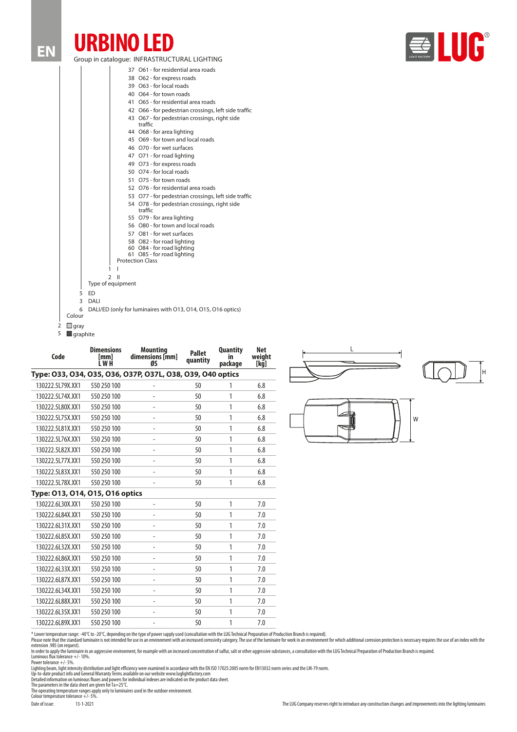EN

# URBINO LED

Group in catalogue: INFRASTRUCTURAL LIGHTING

37 O61 - for residential area roads
38 O62 - for express roads
39 O63 - for local roads
40 O64 - for town roads
41 O65 - for residential area roads
42 O66 - for pedestrian crossings, left side traffic
43 O67 - for pedestrian crossings, right side traffic
44 O68 - for area lighting
45 O69 - for town and local roads
46 O70 - for wet surfaces
47 O71 - for road lighting
49 O73 - for express roads
50 O74 - for local roads
51 O75 - for town roads
52 O76 - for residential area roads
53 O77 - for pedestrian crossings, left side traffic
54 O78 - for pedestrian crossings, right side traffic
55 O79 - for area lighting
56 O80 - for town and local roads
57 O81 - for wet surfaces
58 O82 - for road lighting
60 O84 - for road lighting
61 O85 - for road lighting

Protection Class

1 I
2 II

Type of equipment

5 ED
3 DALI
6 DALI/ED (only for luminaires with O13, O14, O15, O16 optics)

Colour

2 gray
5 graphite

| Code | Dimensions [mm] L W H | Mounting dimensions [mm] ØS | Pallet quantity | Quantity in package | Net weight [kg] |
|---|---|---|---|---|---|
| **Type: O33, O34, O35, O36, O37P, O37L, O38, O39, O40 optics** | | | | | |
| 130222.5L79X.XX1 | 550 250 100 | - | 50 | 1 | 6.8 |
| 130222.5L74X.XX1 | 550 250 100 | - | 50 | 1 | 6.8 |
| 130222.5L80X.XX1 | 550 250 100 | - | 50 | 1 | 6.8 |
| 130222.5L75X.XX1 | 550 250 100 | - | 50 | 1 | 6.8 |
| 130222.5L81X.XX1 | 550 250 100 | - | 50 | 1 | 6.8 |
| 130222.5L76X.XX1 | 550 250 100 | - | 50 | 1 | 6.8 |
| 130222.5L82X.XX1 | 550 250 100 | - | 50 | 1 | 6.8 |
| 130222.5L77X.XX1 | 550 250 100 | - | 50 | 1 | 6.8 |
| 130222.5L83X.XX1 | 550 250 100 | - | 50 | 1 | 6.8 |
| 130222.5L78X.XX1 | 550 250 100 | - | 50 | 1 | 6.8 |
| **Type: O13, O14, O15, O16 optics** | | | | | |
| 130222.6L30X.XX1 | 550 250 100 | - | 50 | 1 | 7.0 |
| 130222.6L84X.XX1 | 550 250 100 | - | 50 | 1 | 7.0 |
| 130222.6L31X.XX1 | 550 250 100 | - | 50 | 1 | 7.0 |
| 130222.6L85X.XX1 | 550 250 100 | - | 50 | 1 | 7.0 |
| 130222.6L32X.XX1 | 550 250 100 | - | 50 | 1 | 7.0 |
| 130222.6L86X.XX1 | 550 250 100 | - | 50 | 1 | 7.0 |
| 130222.6L33X.XX1 | 550 250 100 | - | 50 | 1 | 7.0 |
| 130222.6L87X.XX1 | 550 250 100 | - | 50 | 1 | 7.0 |
| 130222.6L34X.XX1 | 550 250 100 | - | 50 | 1 | 7.0 |
| 130222.6L88X.XX1 | 550 250 100 | - | 50 | 1 | 7.0 |
| 130222.6L35X.XX1 | 550 250 100 | - | 50 | 1 | 7.0 |
| 130222.6L89X.XX1 | 550 250 100 | - | 50 | 1 | 7.0 |

L H W

* Lower temperature range: -40°C to -20°C, depending on the type of power supply used (consultation with the LUG Technical Preparation of Production Branch is required).
Please note that the standard luminaire is not intended for use in an environment with an increased corrosivity category. The use of the luminaire for work in an environment for which additional corrosion protection is necessary requires the use of an index with the extension .985 (on request).
In order to apply the luminaire in an aggressive environment, for example with an increased concentration of sulfur, salt or other aggressive substances, a consultation with the LUG Technical Preparation of Production Branch is required.
Luminous flux tolerance +/- 10%.
Power tolerance +/- 5%.
Lighting beam, light intensity distribution and light efficiency were examined in accordance with the EN ISO 17025:2005 norm for EN13032 norm series and the LM-79 norm.
Up-to-date product info and General Warranty Terms available on our website www.luglightfactory.com
Detailed information on luminous fluxes and powers for individual indexes are indicated on the product data sheet.
The parameters in the data sheet are given for Ta=25°C.
The operating temperature ranges apply only to luminaires used in the outdoor environment.
Colour temperature tolerance +/- 5%.

Date of issue: 13-1-2021

The LUG Company reserves right to introduce any construction changes and improvements into the lighting luminaires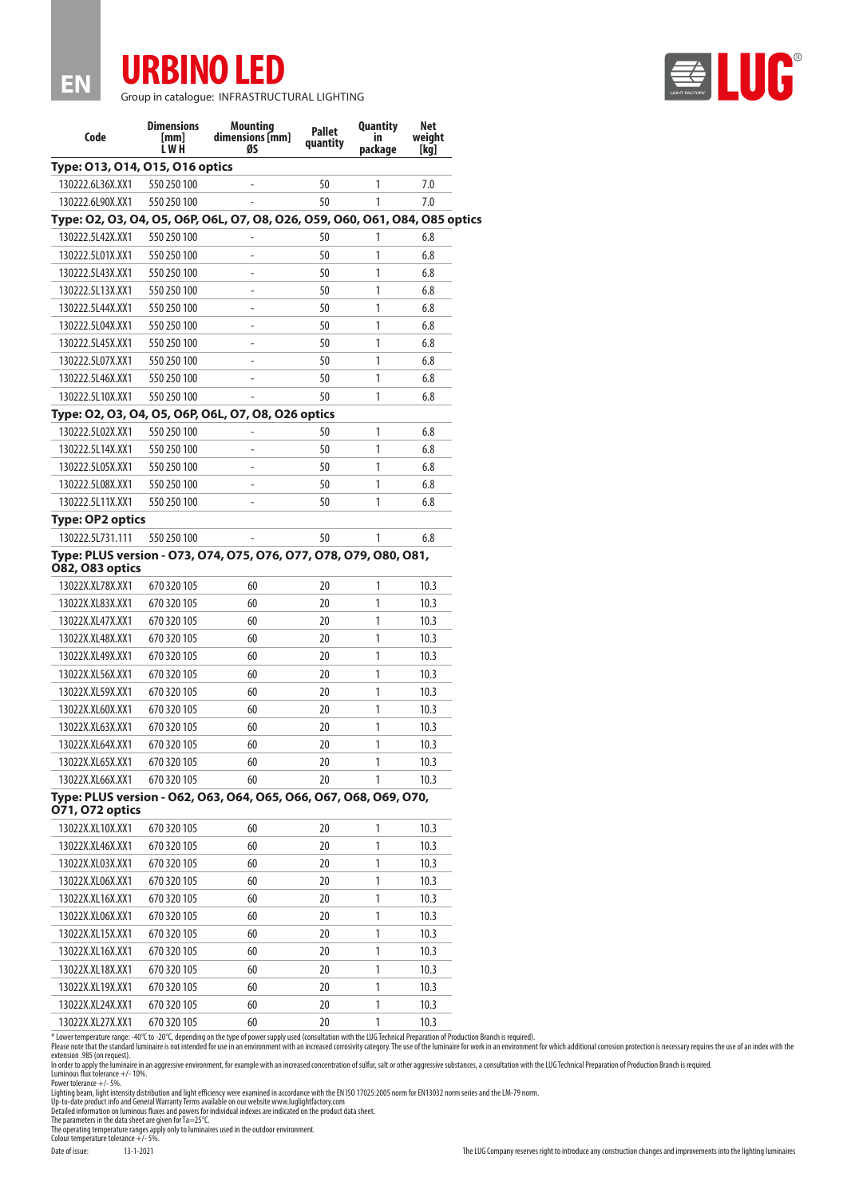EN

# URBINO LED

Group in catalogue: INFRASTRUCTURAL LIGHTING

| Code | Dimensions [mm] L W H | Mounting dimensions [mm] ØS | Pallet quantity | Quantity in package | Net weight [kg] |
|---|---|---|---|---|---|
| **Type: O13, O14, O15, O16 optics** | | | | | |
| 130222.6L36X.XX1 | 550 250 100 | - | 50 | 1 | 7.0 |
| 130222.6L90X.XX1 | 550 250 100 | - | 50 | 1 | 7.0 |
| **Type: O2, O3, O4, O5, O6P, O6L, O7, O8, O26, O59, O60, O61, O84, O85 optics** | | | | | |
| 130222.5L42X.XX1 | 550 250 100 | - | 50 | 1 | 6.8 |
| 130222.5L01X.XX1 | 550 250 100 | - | 50 | 1 | 6.8 |
| 130222.5L43X.XX1 | 550 250 100 | - | 50 | 1 | 6.8 |
| 130222.5L13X.XX1 | 550 250 100 | - | 50 | 1 | 6.8 |
| 130222.5L44X.XX1 | 550 250 100 | - | 50 | 1 | 6.8 |
| 130222.5L04X.XX1 | 550 250 100 | - | 50 | 1 | 6.8 |
| 130222.5L45X.XX1 | 550 250 100 | - | 50 | 1 | 6.8 |
| 130222.5L07X.XX1 | 550 250 100 | - | 50 | 1 | 6.8 |
| 130222.5L46X.XX1 | 550 250 100 | - | 50 | 1 | 6.8 |
| 130222.5L10X.XX1 | 550 250 100 | - | 50 | 1 | 6.8 |
| **Type: O2, O3, O4, O5, O6P, O6L, O7, O8, O26 optics** | | | | | |
| 130222.5L02X.XX1 | 550 250 100 | - | 50 | 1 | 6.8 |
| 130222.5L14X.XX1 | 550 250 100 | - | 50 | 1 | 6.8 |
| 130222.5L05X.XX1 | 550 250 100 | - | 50 | 1 | 6.8 |
| 130222.5L08X.XX1 | 550 250 100 | - | 50 | 1 | 6.8 |
| 130222.5L11X.XX1 | 550 250 100 | - | 50 | 1 | 6.8 |
| **Type: OP2 optics** | | | | | |
| 130222.5L731.111 | 550 250 100 | - | 50 | 1 | 6.8 |
| **Type: PLUS version - O73, O74, O75, O76, O77, O78, O79, O80, O81, O82, O83 optics** | | | | | |
| 13022X.XL78X.XX1 | 670 320 105 | 60 | 20 | 1 | 10.3 |
| 13022X.XL83X.XX1 | 670 320 105 | 60 | 20 | 1 | 10.3 |
| 13022X.XL47X.XX1 | 670 320 105 | 60 | 20 | 1 | 10.3 |
| 13022X.XL48X.XX1 | 670 320 105 | 60 | 20 | 1 | 10.3 |
| 13022X.XL49X.XX1 | 670 320 105 | 60 | 20 | 1 | 10.3 |
| 13022X.XL56X.XX1 | 670 320 105 | 60 | 20 | 1 | 10.3 |
| 13022X.XL59X.XX1 | 670 320 105 | 60 | 20 | 1 | 10.3 |
| 13022X.XL60X.XX1 | 670 320 105 | 60 | 20 | 1 | 10.3 |
| 13022X.XL63X.XX1 | 670 320 105 | 60 | 20 | 1 | 10.3 |
| 13022X.XL64X.XX1 | 670 320 105 | 60 | 20 | 1 | 10.3 |
| 13022X.XL65X.XX1 | 670 320 105 | 60 | 20 | 1 | 10.3 |
| 13022X.XL66X.XX1 | 670 320 105 | 60 | 20 | 1 | 10.3 |
| **Type: PLUS version - O62, O63, O64, O65, O66, O67, O68, O69, O70, O71, O72 optics** | | | | | |
| 13022X.XL10X.XX1 | 670 320 105 | 60 | 20 | 1 | 10.3 |
| 13022X.XL46X.XX1 | 670 320 105 | 60 | 20 | 1 | 10.3 |
| 13022X.XL03X.XX1 | 670 320 105 | 60 | 20 | 1 | 10.3 |
| 13022X.XL06X.XX1 | 670 320 105 | 60 | 20 | 1 | 10.3 |
| 13022X.XL16X.XX1 | 670 320 105 | 60 | 20 | 1 | 10.3 |
| 13022X.XL06X.XX1 | 670 320 105 | 60 | 20 | 1 | 10.3 |
| 13022X.XL15X.XX1 | 670 320 105 | 60 | 20 | 1 | 10.3 |
| 13022X.XL16X.XX1 | 670 320 105 | 60 | 20 | 1 | 10.3 |
| 13022X.XL18X.XX1 | 670 320 105 | 60 | 20 | 1 | 10.3 |
| 13022X.XL19X.XX1 | 670 320 105 | 60 | 20 | 1 | 10.3 |
| 13022X.XL24X.XX1 | 670 320 105 | 60 | 20 | 1 | 10.3 |
| 13022X.XL27X.XX1 | 670 320 105 | 60 | 20 | 1 | 10.3 |

* Lower temperature range: -40°C to -20°C, depending on the type of power supply used (consultation with the LUG Technical Preparation of Production Branch is required).
Please note that the standard luminaire is not intended for use in an environment with an increased corrosivity category. The use of the luminaire for work in an environment for which additional corrosion protection is necessary requires the use of an index with the extension .985 (on request).
In order to apply the luminaire in an aggressive environment, for example with an increased concentration of sulfur, salt or other aggressive substances, a consultation with the LUG Technical Preparation of Production Branch is required.
Luminous flux tolerance +/- 10%.
Power tolerance +/- 5%.
Lighting beam, light intensity distribution and light efficiency were examined in accordance with the EN ISO 17025:2005 norm for EN13032 norm series and the LM-79 norm.
Up-to-date product info and General Warranty Terms available on our website www.luglightfactory.com
Detailed information on luminous fluxes and powers for individual indexes are indicated on the product data sheet.
The parameters in the data sheet are given for Ta=25°C.
The operating temperature ranges apply only to luminaires used in the outdoor environment.
Colour temperature tolerance +/- 5%.

Date of issue: 13-1-2021

The LUG Company reserves right to introduce any construction changes and improvements into the lighting luminaires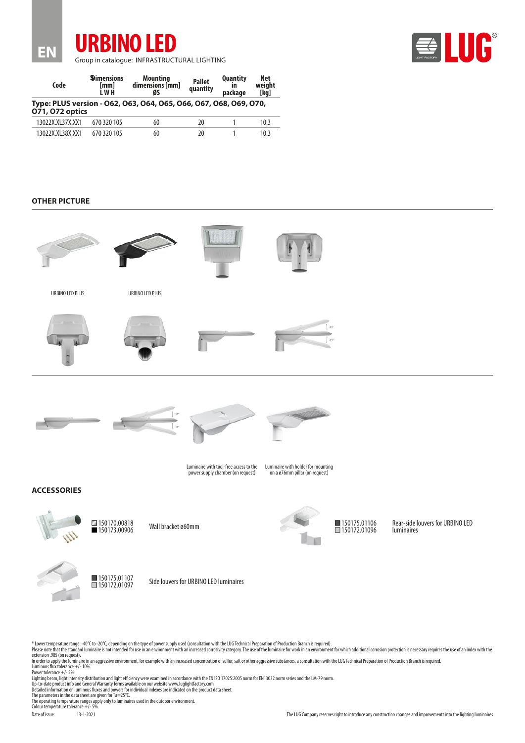# URBINO LED

Group in catalogue: INFRASTRUCTURAL LIGHTING

| Code | Dimensions [mm] L W H | Mounting dimensions [mm] ØS | Pallet quantity | Quantity in package | Net weight [kg] |
|---|---|---|---|---|---|
| **Type: PLUS version - O62, O63, O64, O65, O66, O67, O68, O69, O70, O71, O72 optics** | | | | | |
| 13022X.XL37X.XX1 | 670 320 105 | 60 | 20 | 1 | 10.3 |
| 13022X.XL38X.XX1 | 670 320 105 | 60 | 20 | 1 | 10.3 |

## OTHER PICTURE

URBINO LED PLUS

URBINO LED PLUS

Luminaire with tool-free access to the power supply chamber (on request)

Luminaire with holder for mounting on a ø76mm pillar (on request)

## ACCESSORIES

□ 150170.00818
■ 150173.00906

Wall bracket ø60mm

■ 150175.01106
□ 150172.01096

Rear-side louvers for URBINO LED luminaires

■ 150175.01107
□ 150172.01097

Side louvers for URBINO LED luminaires

* Lower temperature range: -40°C to -20°C, depending on the type of power supply used (consultation with the LUG Technical Preparation of Production Branch is required).
Please note that the standard luminaire is not intended for use in an environment with an increased corrosivity category. The use of the luminaire for work in an environment for which additional corrosion protection is necessary requires the use of an index with the extension .985 (on request).
In order to apply the luminaire in an aggressive environment, for example with an increased concentration of sulfur, salt or other aggressive substances, a consultation with the LUG Technical Preparation of Production Branch is required.
Luminous flux tolerance +/- 10%.
Power tolerance +/- 5%.
Lighting beam, light intensity distribution and light efficiency were examined in accordance with the EN ISO 17025:2005 norm for EN13032 norm series and the LM-79 norm.
Up-to-date product info and General Warranty Terms available on our website www.luglightfactory.com
Detailed information on luminous fluxes and powers for individual indexes are indicated on the product data sheet.
The parameters in the data sheet are given for Ta=25°C.
The operating temperature ranges apply only to luminaires used in the outdoor environment.
Colour temperature tolerance +/- 5%.

Date of issue: 13-1-2021

The LUG Company reserves right to introduce any construction changes and improvements into the lighting luminaires